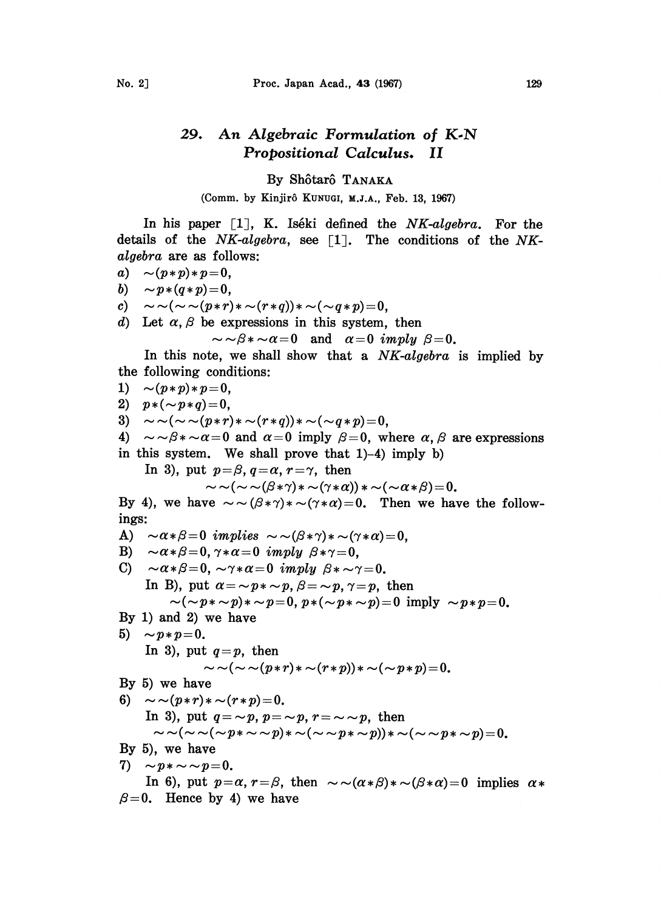# 29. An Algebraic Formulation of K-N Propositional Calculus. II

By Shôtarô TANAKA

(Comm. by Kinjirô KUNUGI, M.J.A., Feb. 13, 1967)

In his paper [1], K. Iséki defined the *NK-algebra*. For the details of the *NK-algebra*, see [1]. The conditions of the *NK-algebra* are as follows:

a) $\sim(p*p)*p=0$,

b) $\sim p*(q*p)=0$,

c) $\sim\sim(\sim\sim(p*r)*\sim(r*q))*\sim(\sim q*p)=0$,

d) Let $\alpha, \beta$ be expressions in this system, then

$$\sim\sim\beta*\sim\alpha=0 \text{ and } \alpha=0 \textit{ imply } \beta=0.$$

In this note, we shall show that a *NK-algebra* is implied by the following conditions:

1) $\sim(p*p)*p=0$,

2) $p*(\sim p*q)=0$,

3) $\sim\sim(\sim\sim(p*r)*\sim(r*q))*\sim(\sim q*p)=0$,

4) $\sim\sim\beta*\sim\alpha=0$ and $\alpha=0$ imply $\beta=0$, where $\alpha, \beta$ are expressions in this system. We shall prove that 1)–4) imply b)

In 3), put $p=\beta, q=\alpha, r=\gamma$, then

$$\sim\sim(\sim\sim(\beta*\gamma)*\sim(\gamma*\alpha))*\sim(\sim\alpha*\beta)=0.$$

By 4), we have $\sim\sim(\beta*\gamma)*\sim(\gamma*\alpha)=0$. Then we have the followings:

A) $\sim\alpha*\beta=0$ *implies* $\sim\sim(\beta*\gamma)*\sim(\gamma*\alpha)=0$,

B) $\sim\alpha*\beta=0, \gamma*\alpha=0$ *imply* $\beta*\gamma=0$,

C) $\sim\alpha*\beta=0, \sim\gamma*\alpha=0$ *imply* $\beta*\sim\gamma=0$.

In B), put $\alpha=\sim p*\sim p, \beta=\sim p, \gamma=p$, then

$$\sim(\sim p*\sim p)*\sim p=0,\ p*(\sim p*\sim p)=0 \text{ imply } \sim p*p=0.$$

By 1) and 2) we have

5) $\sim p*p=0$.

In 3), put $q=p$, then

$$\sim\sim(\sim\sim(p*r)*\sim(r*p))*\sim(\sim p*p)=0.$$

By 5) we have

6) $\sim\sim(p*r)*\sim(r*p)=0$.

In 3), put $q=\sim p, p=\sim p, r=\sim\sim p$, then

$$\sim\sim(\sim\sim(\sim p*\sim\sim p)*\sim(\sim\sim p*\sim p))*\sim(\sim\sim p*\sim p)=0.$$

By 5), we have

7) $\sim p*\sim\sim p=0$.

In 6), put $p=\alpha, r=\beta$, then $\sim\sim(\alpha*\beta)*\sim(\beta*\alpha)=0$ implies $\alpha*\beta=0$. Hence by 4) we have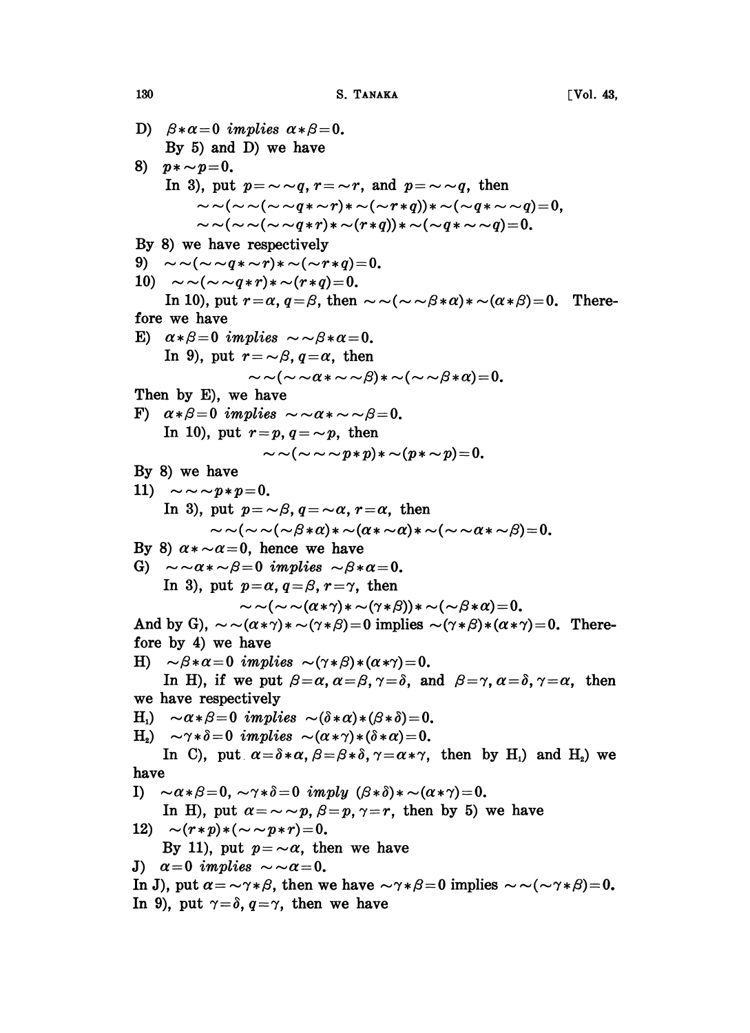D) $\beta * \alpha = 0$ *implies* $\alpha * \beta = 0$.

By 5) and D) we have

8) $p * \sim p = 0$.

In 3), put $p = \sim\sim q$, $r = \sim r$, and $p = \sim\sim q$, then

$$\sim\sim(\sim\sim(\sim\sim q * \sim r) * \sim(\sim r * q)) * \sim(\sim q * \sim\sim q) = 0,$$

$$\sim\sim(\sim\sim(\sim\sim q * r) * \sim(r * q)) * \sim(\sim q * \sim\sim q) = 0.$$

By 8) we have respectively

9) $\sim\sim(\sim\sim q * \sim r) * \sim(\sim r * q) = 0$.

10) $\sim\sim(\sim\sim q * r) * \sim(r * q) = 0$.

In 10), put $r = \alpha$, $q = \beta$, then $\sim\sim(\sim\sim\beta * \alpha) * \sim(\alpha * \beta) = 0$. Therefore we have

E) $\alpha * \beta = 0$ *implies* $\sim\sim\beta * \alpha = 0$.

In 9), put $r = \sim\beta$, $q = \alpha$, then

$$\sim\sim(\sim\sim\alpha * \sim\sim\beta) * \sim(\sim\sim\beta * \alpha) = 0.$$

Then by E), we have

F) $\alpha * \beta = 0$ *implies* $\sim\sim\alpha * \sim\sim\beta = 0$.

In 10), put $r = p$, $q = \sim p$, then

$$\sim\sim(\sim\sim\sim p * p) * \sim(p * \sim p) = 0.$$

By 8) we have

11) $\sim\sim\sim p * p = 0$.

In 3), put $p = \sim\beta$, $q = \sim\alpha$, $r = \alpha$, then

$$\sim\sim(\sim\sim(\sim\beta * \alpha) * \sim(\alpha * \sim\alpha) * \sim(\sim\sim\alpha * \sim\beta) = 0.$$

By 8) $\alpha * \sim\alpha = 0$, hence we have

G) $\sim\sim\alpha * \sim\beta = 0$ *implies* $\sim\beta * \alpha = 0$.

In 3), put $p = \alpha$, $q = \beta$, $r = \gamma$, then

$$\sim\sim(\sim\sim(\alpha * \gamma) * \sim(\gamma * \beta)) * \sim(\sim\beta * \alpha) = 0.$$

And by G), $\sim\sim(\alpha * \gamma) * \sim(\gamma * \beta) = 0$ implies $\sim(\gamma * \beta) * (\alpha * \gamma) = 0$. Therefore by 4) we have

H) $\sim\beta * \alpha = 0$ *implies* $\sim(\gamma * \beta) * (\alpha * \gamma) = 0$.

In H), if we put $\beta = \alpha$, $\alpha = \beta$, $\gamma = \delta$, and $\beta = \gamma$, $\alpha = \delta$, $\gamma = \alpha$, then we have respectively

$H_1$) $\sim\alpha * \beta = 0$ *implies* $\sim(\delta * \alpha) * (\beta * \delta) = 0$.

$H_2$) $\sim\gamma * \delta = 0$ *implies* $\sim(\alpha * \gamma) * (\delta * \alpha) = 0$.

In C), put $\alpha = \delta * \alpha$, $\beta = \beta * \delta$, $\gamma = \alpha * \gamma$, then by $H_1$) and $H_2$) we have

I) $\sim\alpha * \beta = 0$, $\sim\gamma * \delta = 0$ *imply* $(\beta * \delta) * \sim(\alpha * \gamma) = 0$.

In H), put $\alpha = \sim\sim p$, $\beta = p$, $\gamma = r$, then by 5) we have

12) $\sim(r * p) * (\sim\sim p * r) = 0$.

By 11), put $p = \sim\alpha$, then we have

J) $\alpha = 0$ *implies* $\sim\sim\alpha = 0$.

In J), put $\alpha = \sim\gamma * \beta$, then we have $\sim\gamma * \beta = 0$ implies $\sim\sim(\sim\gamma * \beta) = 0$.

In 9), put $\gamma = \delta$, $q = \gamma$, then we have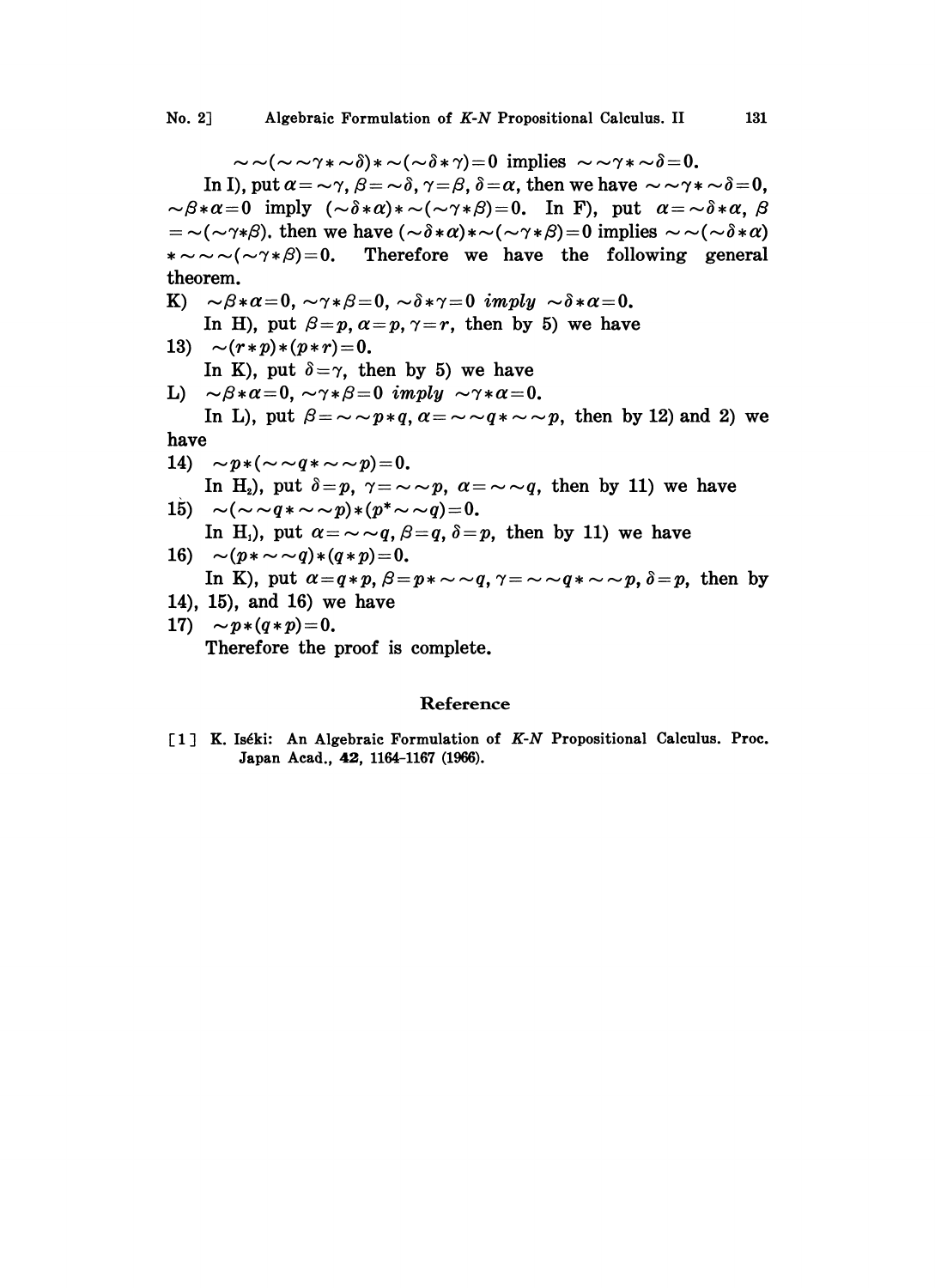$\sim\sim(\sim\sim\gamma*\sim\delta)*\sim(\sim\delta*\gamma)=0$ implies $\sim\sim\gamma*\sim\delta=0$.

In I), put $\alpha=\sim\gamma$, $\beta=\sim\delta$, $\gamma=\beta$, $\delta=\alpha$, then we have $\sim\sim\gamma*\sim\delta=0$, $\sim\beta*\alpha=0$ imply $(\sim\delta*\alpha)*\sim(\sim\gamma*\beta)=0$. In F), put $\alpha=\sim\delta*\alpha$, $\beta=\sim(\sim\gamma*\beta)$. then we have $(\sim\delta*\alpha)*\sim(\sim\gamma*\beta)=0$ implies $\sim\sim(\sim\delta*\alpha)*\sim\sim\sim(\sim\gamma*\beta)=0$. Therefore we have the following general theorem.

K) $\sim\beta*\alpha=0$, $\sim\gamma*\beta=0$, $\sim\delta*\gamma=0$ *imply* $\sim\delta*\alpha=0$.

In H), put $\beta=p$, $\alpha=p$, $\gamma=r$, then by 5) we have

13) $\sim(r*p)*(p*r)=0$.

In K), put $\delta=\gamma$, then by 5) we have

L) $\sim\beta*\alpha=0$, $\sim\gamma*\beta=0$ *imply* $\sim\gamma*\alpha=0$.

In L), put $\beta=\sim\sim p*q$, $\alpha=\sim\sim q*\sim\sim p$, then by 12) and 2) we have

14) $\sim p*(\sim\sim q*\sim\sim p)=0$.

In $H_2$), put $\delta=p$, $\gamma=\sim\sim p$, $\alpha=\sim\sim q$, then by 11) we have

15) $\sim(\sim\sim q*\sim\sim p)*(p*\sim\sim q)=0$.

In $H_1$), put $\alpha=\sim\sim q$, $\beta=q$, $\delta=p$, then by 11) we have

16) $\sim(p*\sim\sim q)*(q*p)=0$.

In K), put $\alpha=q*p$, $\beta=p*\sim\sim q$, $\gamma=\sim\sim q*\sim\sim p$, $\delta=p$, then by 14), 15), and 16) we have

17) $\sim p*(q*p)=0$.

Therefore the proof is complete.

## Reference

[1] K. Iséki: An Algebraic Formulation of *K-N* Propositional Calculus. Proc. Japan Acad., **42**, 1164–1167 (1966).